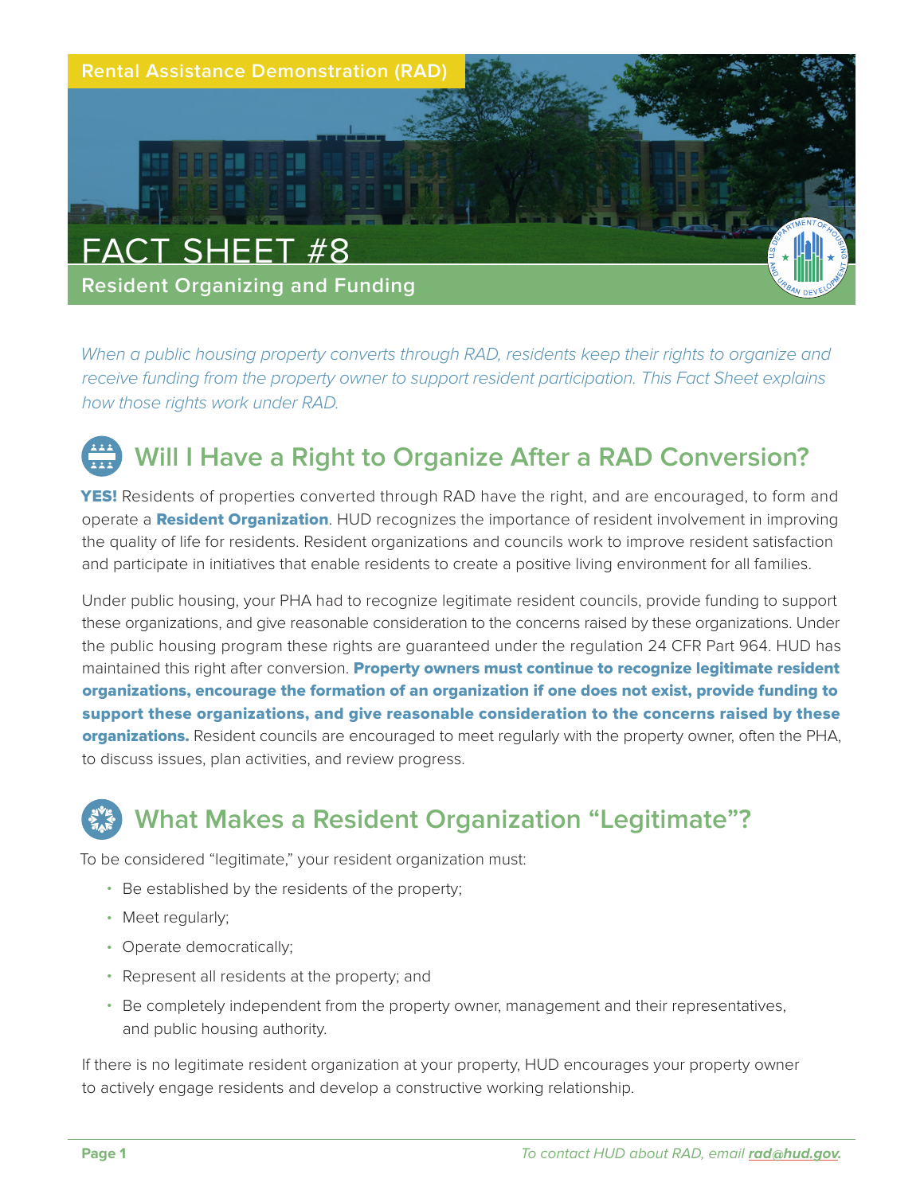Rental Assistance Demonstration (RAD)

# FACT SHEET #8

## Resident Organizing and Funding

*When a public housing property converts through RAD, residents keep their rights to organize and receive funding from the property owner to support resident participation. This Fact Sheet explains how those rights work under RAD.*

## Will I Have a Right to Organize After a RAD Conversion?

**YES!** Residents of properties converted through RAD have the right, and are encouraged, to form and operate a **Resident Organization**. HUD recognizes the importance of resident involvement in improving the quality of life for residents. Resident organizations and councils work to improve resident satisfaction and participate in initiatives that enable residents to create a positive living environment for all families.

Under public housing, your PHA had to recognize legitimate resident councils, provide funding to support these organizations, and give reasonable consideration to the concerns raised by these organizations. Under the public housing program these rights are guaranteed under the regulation 24 CFR Part 964. HUD has maintained this right after conversion. **Property owners must continue to recognize legitimate resident organizations, encourage the formation of an organization if one does not exist, provide funding to support these organizations, and give reasonable consideration to the concerns raised by these organizations.** Resident councils are encouraged to meet regularly with the property owner, often the PHA, to discuss issues, plan activities, and review progress.

## What Makes a Resident Organization "Legitimate"?

To be considered "legitimate," your resident organization must:

- Be established by the residents of the property;
- Meet regularly;
- Operate democratically;
- Represent all residents at the property; and
- Be completely independent from the property owner, management and their representatives, and public housing authority.

If there is no legitimate resident organization at your property, HUD encourages your property owner to actively engage residents and develop a constructive working relationship.

*To contact HUD about RAD, email **rad@hud.gov**.*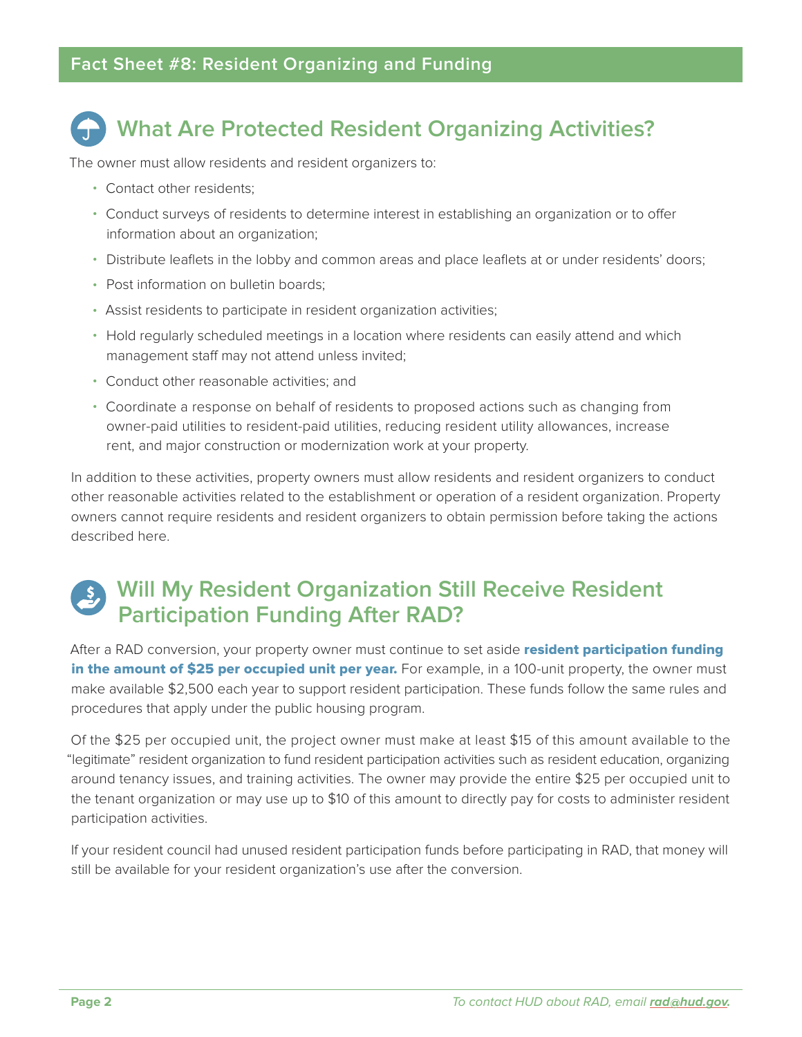## Fact Sheet #8: Resident Organizing and Funding

# What Are Protected Resident Organizing Activities?

The owner must allow residents and resident organizers to:

- Contact other residents;
- Conduct surveys of residents to determine interest in establishing an organization or to offer information about an organization;
- Distribute leaflets in the lobby and common areas and place leaflets at or under residents' doors;
- Post information on bulletin boards;
- Assist residents to participate in resident organization activities;
- Hold regularly scheduled meetings in a location where residents can easily attend and which management staff may not attend unless invited;
- Conduct other reasonable activities; and
- Coordinate a response on behalf of residents to proposed actions such as changing from owner-paid utilities to resident-paid utilities, reducing resident utility allowances, increase rent, and major construction or modernization work at your property.

In addition to these activities, property owners must allow residents and resident organizers to conduct other reasonable activities related to the establishment or operation of a resident organization. Property owners cannot require residents and resident organizers to obtain permission before taking the actions described here.

# Will My Resident Organization Still Receive Resident Participation Funding After RAD?

After a RAD conversion, your property owner must continue to set aside **resident participation funding in the amount of $25 per occupied unit per year.** For example, in a 100-unit property, the owner must make available $2,500 each year to support resident participation. These funds follow the same rules and procedures that apply under the public housing program.

Of the $25 per occupied unit, the project owner must make at least $15 of this amount available to the "legitimate" resident organization to fund resident participation activities such as resident education, organizing around tenancy issues, and training activities. The owner may provide the entire $25 per occupied unit to the tenant organization or may use up to $10 of this amount to directly pay for costs to administer resident participation activities.

If your resident council had unused resident participation funds before participating in RAD, that money will still be available for your resident organization's use after the conversion.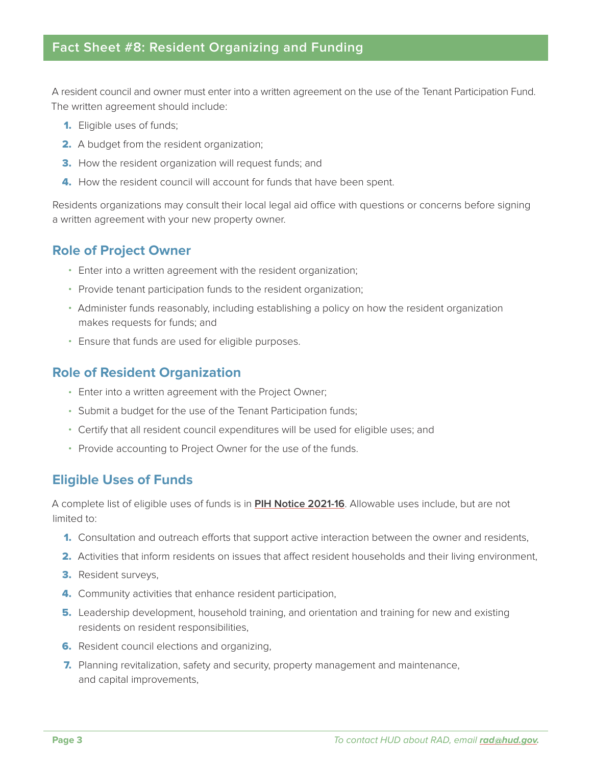## Fact Sheet #8: Resident Organizing and Funding

A resident council and owner must enter into a written agreement on the use of the Tenant Participation Fund. The written agreement should include:

1. Eligible uses of funds;
2. A budget from the resident organization;
3. How the resident organization will request funds; and
4. How the resident council will account for funds that have been spent.

Residents organizations may consult their local legal aid office with questions or concerns before signing a written agreement with your new property owner.

### Role of Project Owner

- Enter into a written agreement with the resident organization;
- Provide tenant participation funds to the resident organization;
- Administer funds reasonably, including establishing a policy on how the resident organization makes requests for funds; and
- Ensure that funds are used for eligible purposes.

### Role of Resident Organization

- Enter into a written agreement with the Project Owner;
- Submit a budget for the use of the Tenant Participation funds;
- Certify that all resident council expenditures will be used for eligible uses; and
- Provide accounting to Project Owner for the use of the funds.

### Eligible Uses of Funds

A complete list of eligible uses of funds is in **PIH Notice 2021-16**. Allowable uses include, but are not limited to:

1. Consultation and outreach efforts that support active interaction between the owner and residents,
2. Activities that inform residents on issues that affect resident households and their living environment,
3. Resident surveys,
4. Community activities that enhance resident participation,
5. Leadership development, household training, and orientation and training for new and existing residents on resident responsibilities,
6. Resident council elections and organizing,
7. Planning revitalization, safety and security, property management and maintenance, and capital improvements,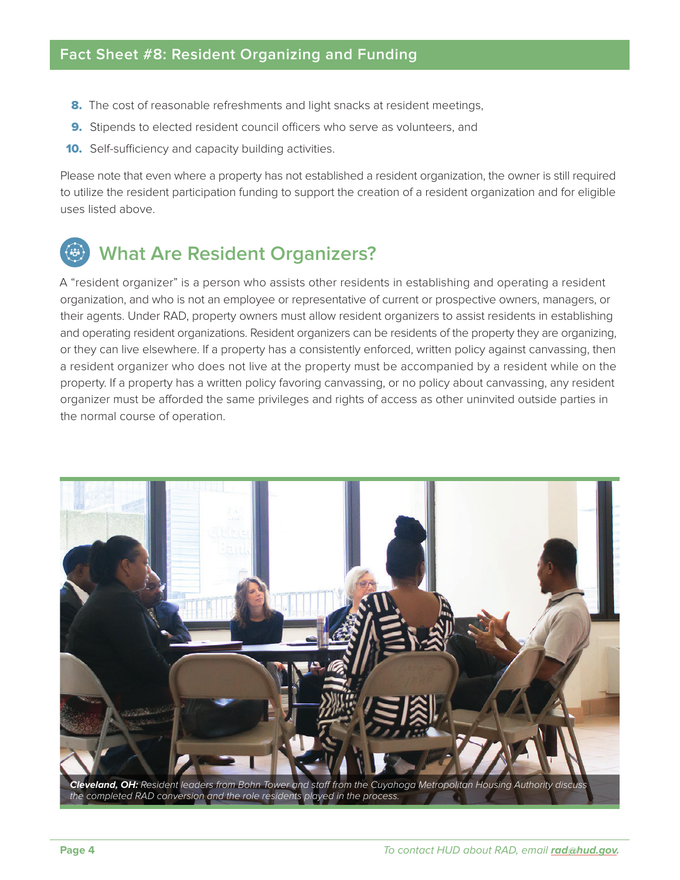8. The cost of reasonable refreshments and light snacks at resident meetings,
9. Stipends to elected resident council officers who serve as volunteers, and
10. Self-sufficiency and capacity building activities.

Please note that even where a property has not established a resident organization, the owner is still required to utilize the resident participation funding to support the creation of a resident organization and for eligible uses listed above.

## What Are Resident Organizers?

A "resident organizer" is a person who assists other residents in establishing and operating a resident organization, and who is not an employee or representative of current or prospective owners, managers, or their agents. Under RAD, property owners must allow resident organizers to assist residents in establishing and operating resident organizations. Resident organizers can be residents of the property they are organizing, or they can live elsewhere. If a property has a consistently enforced, written policy against canvassing, then a resident organizer who does not live at the property must be accompanied by a resident while on the property. If a property has a written policy favoring canvassing, or no policy about canvassing, any resident organizer must be afforded the same privileges and rights of access as other uninvited outside parties in the normal course of operation.

***Cleveland, OH:*** *Resident leaders from Bohn Tower and staff from the Cuyahoga Metropolitan Housing Authority discuss the completed RAD conversion and the role residents played in the process.*